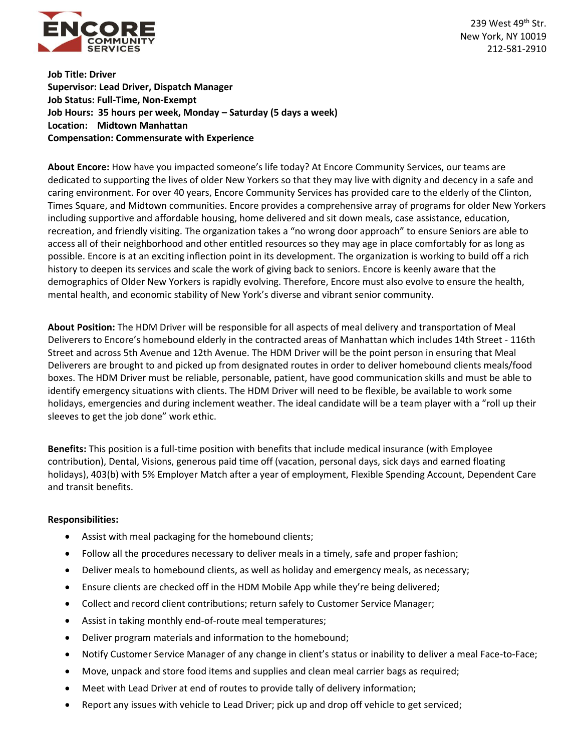ENCORE COMMUNITY SERVICES

239 West 49th Str.
New York, NY 10019
212-581-2910

**Job Title: Driver**
**Supervisor: Lead Driver, Dispatch Manager**
**Job Status: Full-Time, Non-Exempt**
**Job Hours: 35 hours per week, Monday – Saturday (5 days a week)**
**Location: Midtown Manhattan**
**Compensation: Commensurate with Experience**

**About Encore:** How have you impacted someone's life today? At Encore Community Services, our teams are dedicated to supporting the lives of older New Yorkers so that they may live with dignity and decency in a safe and caring environment. For over 40 years, Encore Community Services has provided care to the elderly of the Clinton, Times Square, and Midtown communities. Encore provides a comprehensive array of programs for older New Yorkers including supportive and affordable housing, home delivered and sit down meals, case assistance, education, recreation, and friendly visiting. The organization takes a "no wrong door approach" to ensure Seniors are able to access all of their neighborhood and other entitled resources so they may age in place comfortably for as long as possible. Encore is at an exciting inflection point in its development. The organization is working to build off a rich history to deepen its services and scale the work of giving back to seniors. Encore is keenly aware that the demographics of Older New Yorkers is rapidly evolving. Therefore, Encore must also evolve to ensure the health, mental health, and economic stability of New York's diverse and vibrant senior community.

**About Position:** The HDM Driver will be responsible for all aspects of meal delivery and transportation of Meal Deliverers to Encore's homebound elderly in the contracted areas of Manhattan which includes 14th Street - 116th Street and across 5th Avenue and 12th Avenue. The HDM Driver will be the point person in ensuring that Meal Deliverers are brought to and picked up from designated routes in order to deliver homebound clients meals/food boxes. The HDM Driver must be reliable, personable, patient, have good communication skills and must be able to identify emergency situations with clients. The HDM Driver will need to be flexible, be available to work some holidays, emergencies and during inclement weather. The ideal candidate will be a team player with a "roll up their sleeves to get the job done" work ethic.

**Benefits:** This position is a full-time position with benefits that include medical insurance (with Employee contribution), Dental, Visions, generous paid time off (vacation, personal days, sick days and earned floating holidays), 403(b) with 5% Employer Match after a year of employment, Flexible Spending Account, Dependent Care and transit benefits.

**Responsibilities:**

- Assist with meal packaging for the homebound clients;
- Follow all the procedures necessary to deliver meals in a timely, safe and proper fashion;
- Deliver meals to homebound clients, as well as holiday and emergency meals, as necessary;
- Ensure clients are checked off in the HDM Mobile App while they're being delivered;
- Collect and record client contributions; return safely to Customer Service Manager;
- Assist in taking monthly end-of-route meal temperatures;
- Deliver program materials and information to the homebound;
- Notify Customer Service Manager of any change in client's status or inability to deliver a meal Face-to-Face;
- Move, unpack and store food items and supplies and clean meal carrier bags as required;
- Meet with Lead Driver at end of routes to provide tally of delivery information;
- Report any issues with vehicle to Lead Driver; pick up and drop off vehicle to get serviced;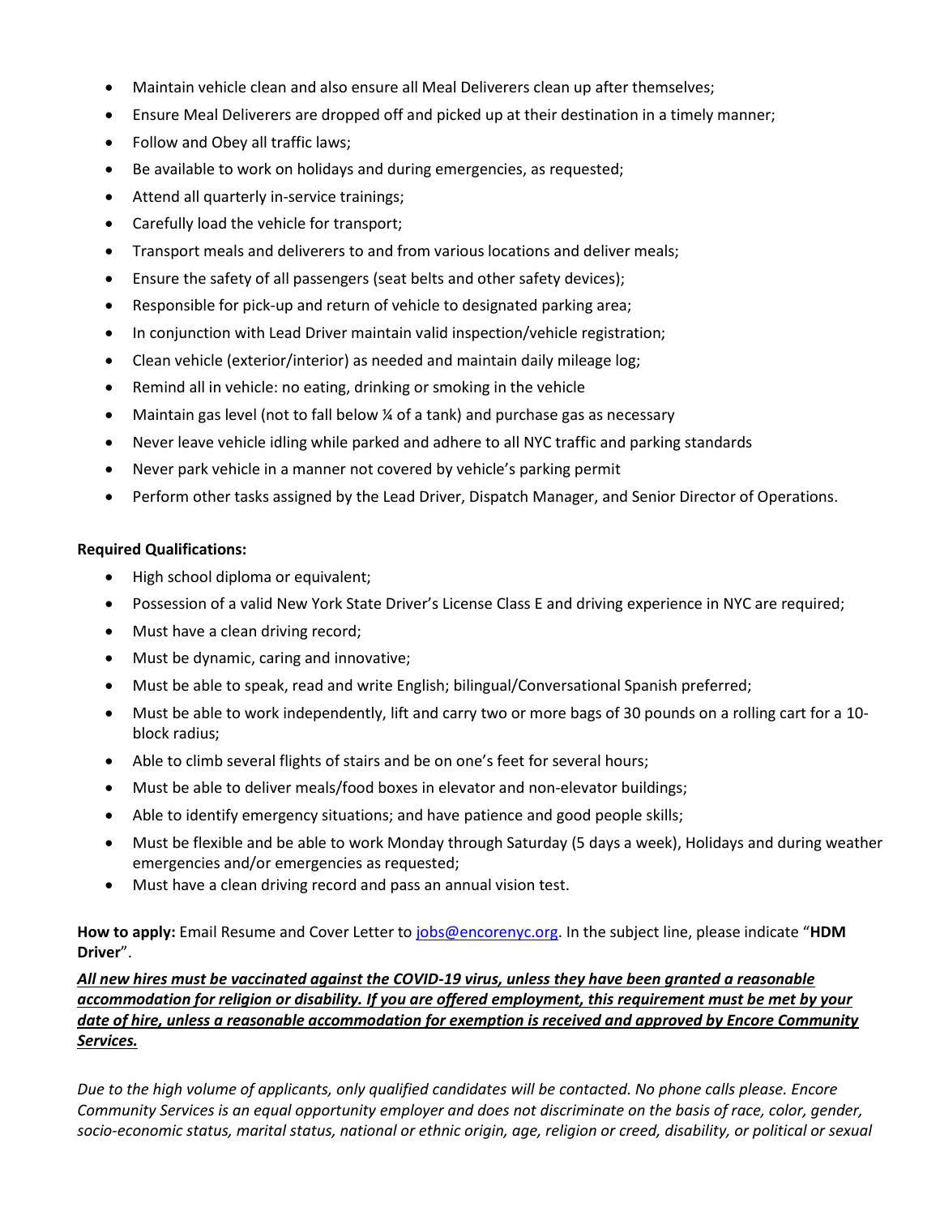- Maintain vehicle clean and also ensure all Meal Deliverers clean up after themselves;
- Ensure Meal Deliverers are dropped off and picked up at their destination in a timely manner;
- Follow and Obey all traffic laws;
- Be available to work on holidays and during emergencies, as requested;
- Attend all quarterly in-service trainings;
- Carefully load the vehicle for transport;
- Transport meals and deliverers to and from various locations and deliver meals;
- Ensure the safety of all passengers (seat belts and other safety devices);
- Responsible for pick-up and return of vehicle to designated parking area;
- In conjunction with Lead Driver maintain valid inspection/vehicle registration;
- Clean vehicle (exterior/interior) as needed and maintain daily mileage log;
- Remind all in vehicle: no eating, drinking or smoking in the vehicle
- Maintain gas level (not to fall below ¼ of a tank) and purchase gas as necessary
- Never leave vehicle idling while parked and adhere to all NYC traffic and parking standards
- Never park vehicle in a manner not covered by vehicle's parking permit
- Perform other tasks assigned by the Lead Driver, Dispatch Manager, and Senior Director of Operations.

**Required Qualifications:**

- High school diploma or equivalent;
- Possession of a valid New York State Driver's License Class E and driving experience in NYC are required;
- Must have a clean driving record;
- Must be dynamic, caring and innovative;
- Must be able to speak, read and write English; bilingual/Conversational Spanish preferred;
- Must be able to work independently, lift and carry two or more bags of 30 pounds on a rolling cart for a 10-block radius;
- Able to climb several flights of stairs and be on one's feet for several hours;
- Must be able to deliver meals/food boxes in elevator and non-elevator buildings;
- Able to identify emergency situations; and have patience and good people skills;
- Must be flexible and be able to work Monday through Saturday (5 days a week), Holidays and during weather emergencies and/or emergencies as requested;
- Must have a clean driving record and pass an annual vision test.

**How to apply:** Email Resume and Cover Letter to jobs@encorenyc.org. In the subject line, please indicate "**HDM Driver**".

***All new hires must be vaccinated against the COVID-19 virus, unless they have been granted a reasonable accommodation for religion or disability. If you are offered employment, this requirement must be met by your date of hire, unless a reasonable accommodation for exemption is received and approved by Encore Community Services.***

*Due to the high volume of applicants, only qualified candidates will be contacted. No phone calls please. Encore Community Services is an equal opportunity employer and does not discriminate on the basis of race, color, gender, socio-economic status, marital status, national or ethnic origin, age, religion or creed, disability, or political or sexual*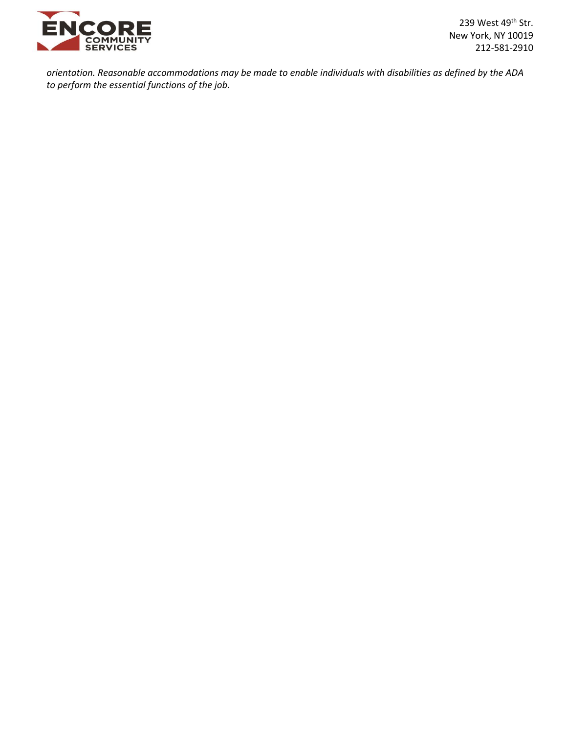*orientation. Reasonable accommodations may be made to enable individuals with disabilities as defined by the ADA to perform the essential functions of the job.*